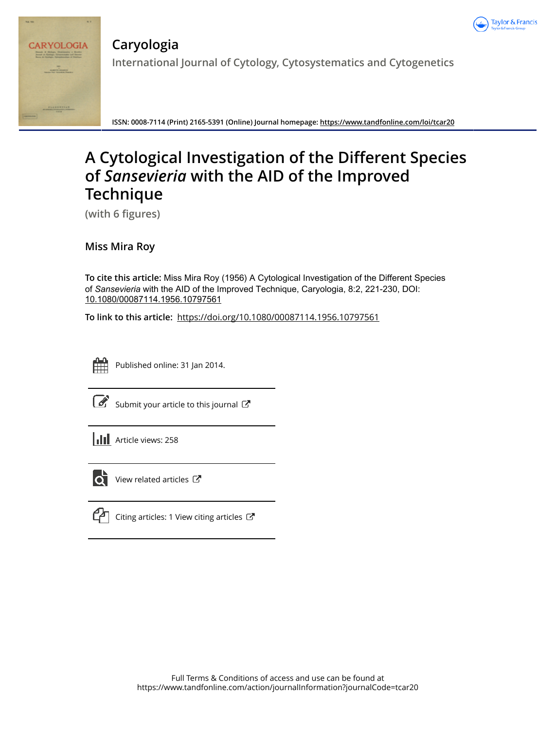# Caryologia

International Journal of Cytology, Cytosystematics and Cytogenetics

ISSN: 0008-7114 (Print) 2165-5391 (Online) Journal homepage: https://www.tandfonline.com/loi/tcar20

# A Cytological Investigation of the Different Species of *Sansevieria* with the AID of the Improved Technique

(with 6 figures)

Miss Mira Roy

**To cite this article:** Miss Mira Roy (1956) A Cytological Investigation of the Different Species of *Sansevieria* with the AID of the Improved Technique, Caryologia, 8:2, 221-230, DOI: 10.1080/00087114.1956.10797561

**To link to this article:** https://doi.org/10.1080/00087114.1956.10797561

Published online: 31 Jan 2014.

Submit your article to this journal

Article views: 258

View related articles

Citing articles: 1 View citing articles

Full Terms & Conditions of access and use can be found at
https://www.tandfonline.com/action/journalInformation?journalCode=tcar20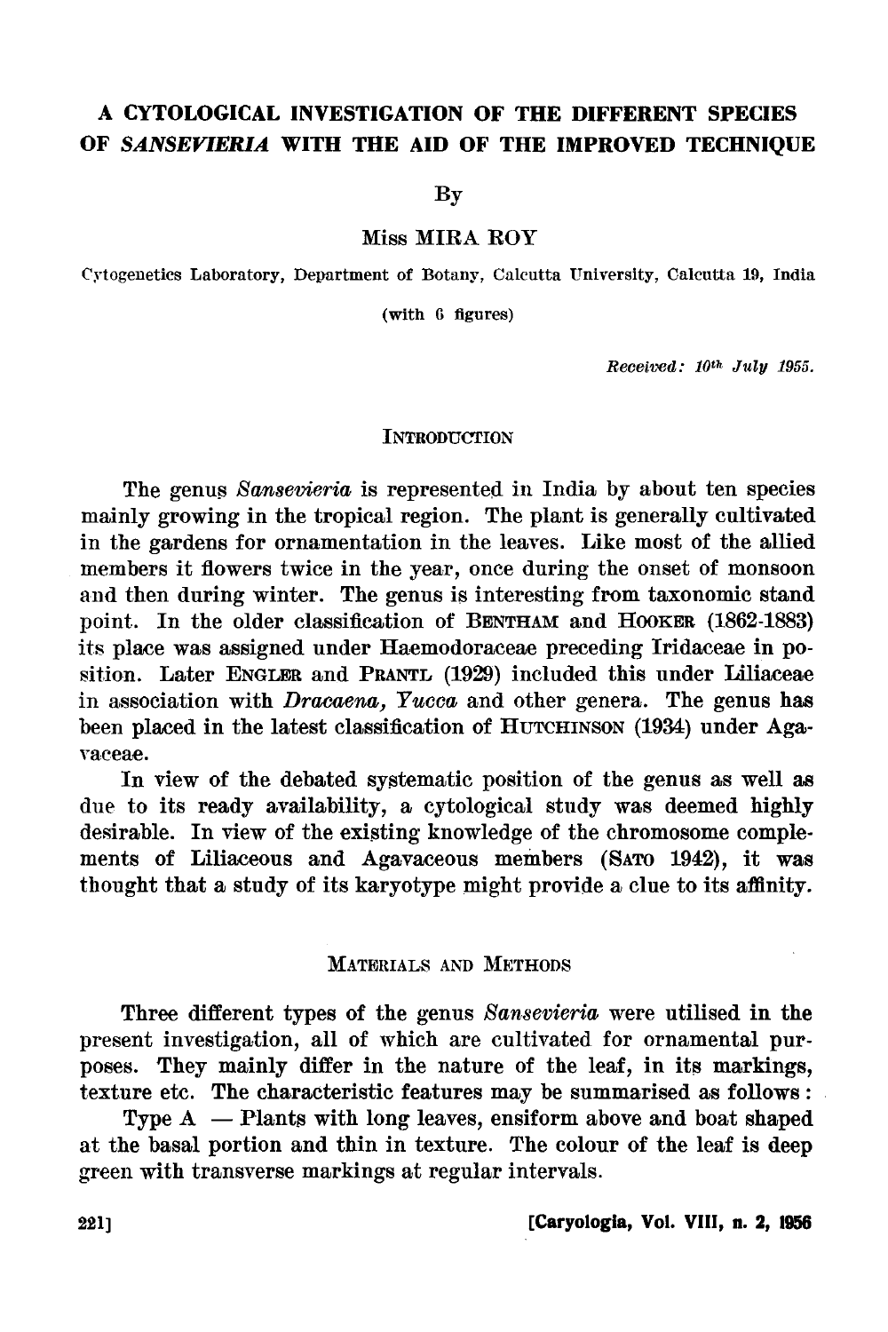# A CYTOLOGICAL INVESTIGATION OF THE DIFFERENT SPECIES OF *SANSEVIERIA* WITH THE AID OF THE IMPROVED TECHNIQUE

By

Miss MIRA ROY

Cytogenetics Laboratory, Department of Botany, Calcutta University, Calcutta 19, India

(with 6 figures)

*Received: 10th July 1955.*

## INTRODUCTION

The genus *Sansevieria* is represented in India by about ten species mainly growing in the tropical region. The plant is generally cultivated in the gardens for ornamentation in the leaves. Like most of the allied members it flowers twice in the year, once during the onset of monsoon and then during winter. The genus is interesting from taxonomic stand point. In the older classification of BENTHAM and HOOKER (1862-1883) its place was assigned under Haemodoraceae preceding Iridaceae in position. Later ENGLER and PRANTL (1929) included this under Liliaceae in association with *Dracaena*, *Yucca* and other genera. The genus has been placed in the latest classification of HUTCHINSON (1934) under Agavaceae.

In view of the debated systematic position of the genus as well as due to its ready availability, a cytological study was deemed highly desirable. In view of the existing knowledge of the chromosome complements of Liliaceous and Agavaceous members (SATO 1942), it was thought that a study of its karyotype might provide a clue to its affinity.

## MATERIALS AND METHODS

Three different types of the genus *Sansevieria* were utilised in the present investigation, all of which are cultivated for ornamental purposes. They mainly differ in the nature of the leaf, in its markings, texture etc. The characteristic features may be summarised as follows:

Type A — Plants with long leaves, ensiform above and boat shaped at the basal portion and thin in texture. The colour of the leaf is deep green with transverse markings at regular intervals.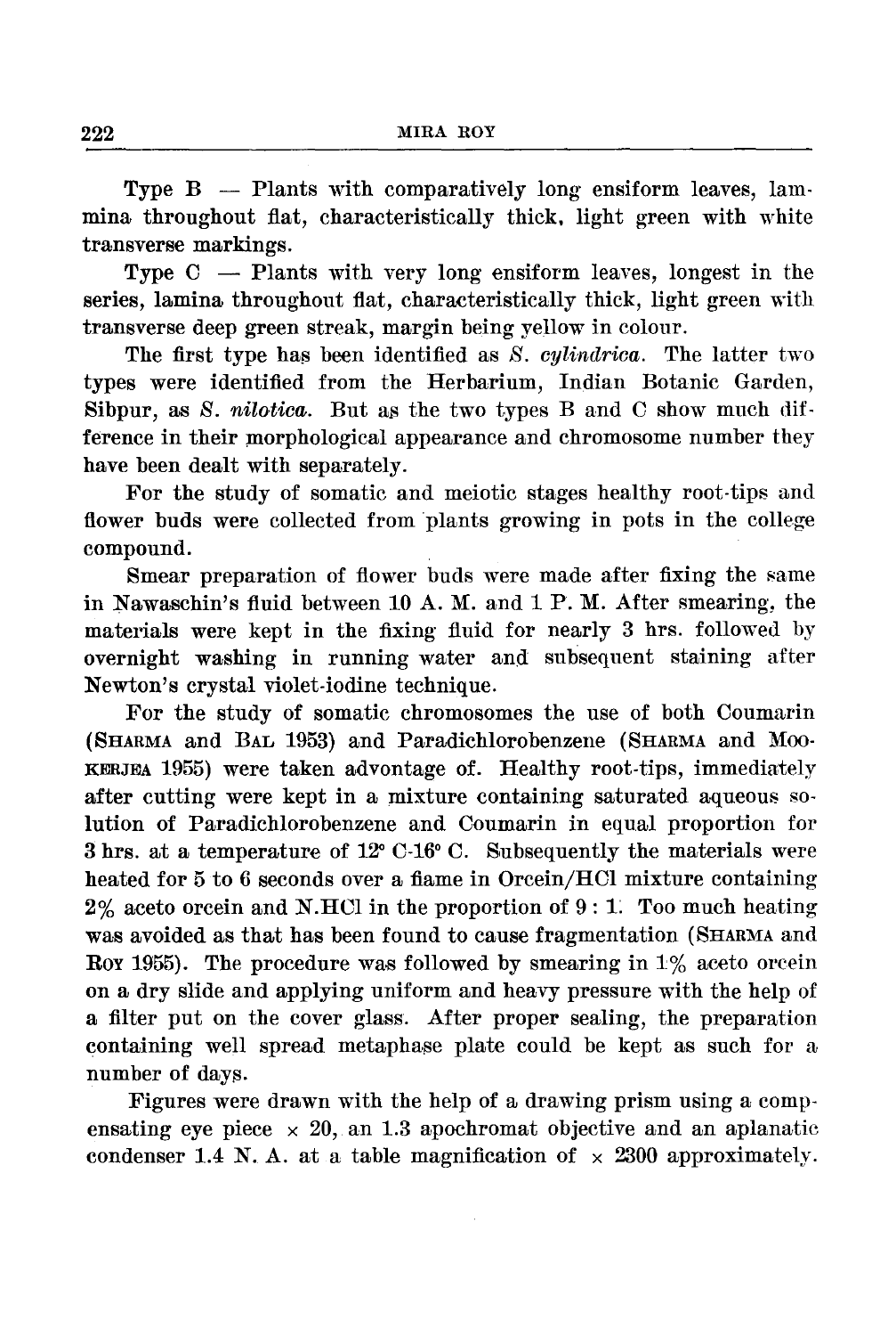Type B — Plants with comparatively long ensiform leaves, lammina throughout flat, characteristically thick, light green with white transverse markings.

Type C — Plants with very long ensiform leaves, longest in the series, lamina throughout flat, characteristically thick, light green with transverse deep green streak, margin being yellow in colour.

The first type has been identified as *S. cylindrica*. The latter two types were identified from the Herbarium, Indian Botanic Garden, Sibpur, as *S. nilotica*. But as the two types B and C show much difference in their morphological appearance and chromosome number they have been dealt with separately.

For the study of somatic and meiotic stages healthy root-tips and flower buds were collected from plants growing in pots in the college compound.

Smear preparation of flower buds were made after fixing the same in Nawaschin's fluid between 10 A. M. and 1 P. M. After smearing, the materials were kept in the fixing fluid for nearly 3 hrs. followed by overnight washing in running water and subsequent staining after Newton's crystal violet-iodine technique.

For the study of somatic chromosomes the use of both Coumarin (Sharma and Bal 1953) and Paradichlorobenzene (Sharma and Mookerjea 1955) were taken advontage of. Healthy root-tips, immediately after cutting were kept in a mixture containing saturated aqueous solution of Paradichlorobenzene and Coumarin in equal proportion for 3 hrs. at a temperature of 12° C-16° C. Subsequently the materials were heated for 5 to 6 seconds over a flame in Orcein/HCl mixture containing 2% aceto orcein and N.HCl in the proportion of 9 : 1. Too much heating was avoided as that has been found to cause fragmentation (Sharma and Roy 1955). The procedure was followed by smearing in 1% aceto orcein on a dry slide and applying uniform and heavy pressure with the help of a filter put on the cover glass. After proper sealing, the preparation containing well spread metaphase plate could be kept as such for a number of days.

Figures were drawn with the help of a drawing prism using a compensating eye piece × 20, an 1.3 apochromat objective and an aplanatic condenser 1.4 N. A. at a table magnification of × 2300 approximately.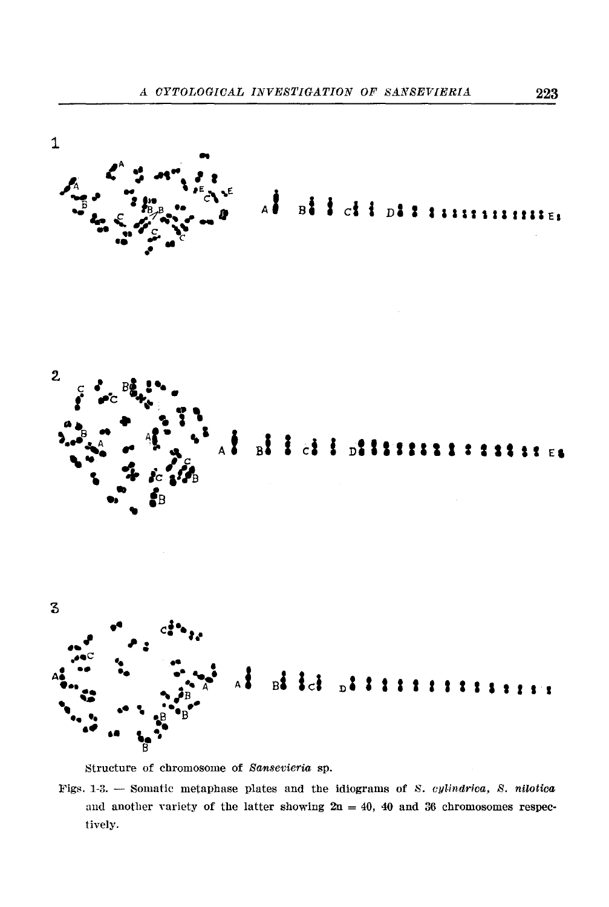Structure of chromosome of *Sansevieria* sp.

Figs. 1-3. — Somatic metaphase plates and the idiograms of *S. cylindrica*, *S. nilotica* and another variety of the latter showing 2n = 40, 40 and 36 chromosomes respectively.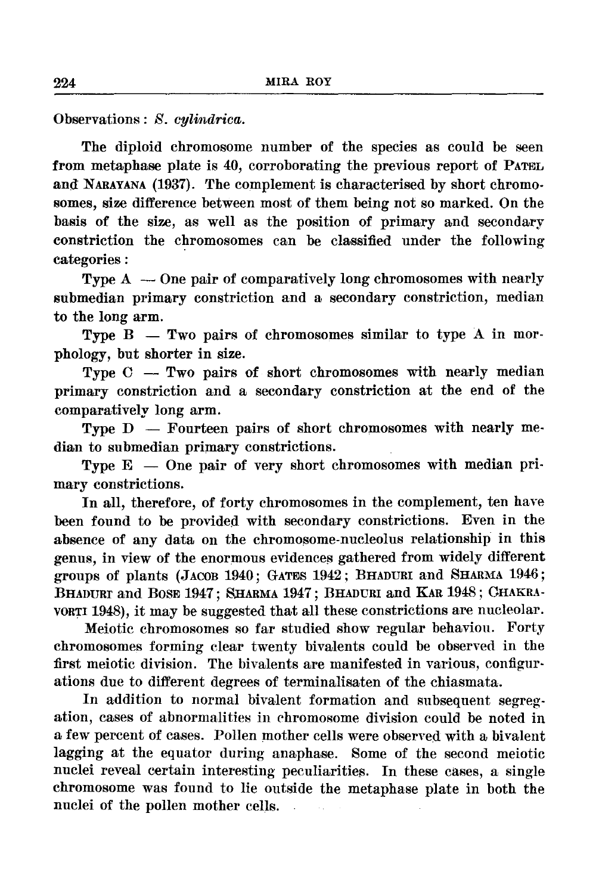Observations : *S. cylindrica.*

The diploid chromosome number of the species as could be seen from metaphase plate is 40, corroborating the previous report of PATEL and NARAYANA (1937). The complement is characterised by short chromosomes, size difference between most of them being not so marked. On the basis of the size, as well as the position of primary and secondary constriction the chromosomes can be classified under the following categories :

Type A — One pair of comparatively long chromosomes with nearly submedian primary constriction and a secondary constriction, median to the long arm.

Type B — Two pairs of chromosomes similar to type A in morphology, but shorter in size.

Type C — Two pairs of short chromosomes with nearly median primary constriction and a secondary constriction at the end of the comparatively long arm.

Type D — Fourteen pairs of short chromosomes with nearly median to submedian primary constrictions.

Type E — One pair of very short chromosomes with median primary constrictions.

In all, therefore, of forty chromosomes in the complement, ten have been found to be provided with secondary constrictions. Even in the absence of any data on the chromosome-nucleolus relationship in this genus, in view of the enormous evidences gathered from widely different groups of plants (JACOB 1940; GATES 1942; BHADURI and SHARMA 1946; BHADURI and BOSE 1947; SHARMA 1947; BHADURI and KAR 1948; CHAKRAVORTI 1948), it may be suggested that all these constrictions are nucleolar.

Meiotic chromosomes so far studied show regular behaviou. Forty chromosomes forming clear twenty bivalents could be observed in the first meiotic division. The bivalents are manifested in various, configurations due to different degrees of terminalisaten of the chiasmata.

In addition to normal bivalent formation and subsequent segregation, cases of abnormalities in chromosome division could be noted in a few percent of cases. Pollen mother cells were observed with a bivalent lagging at the equator during anaphase. Some of the second meiotic nuclei reveal certain interesting peculiarities. In these cases, a single chromosome was found to lie outside the metaphase plate in both the nuclei of the pollen mother cells.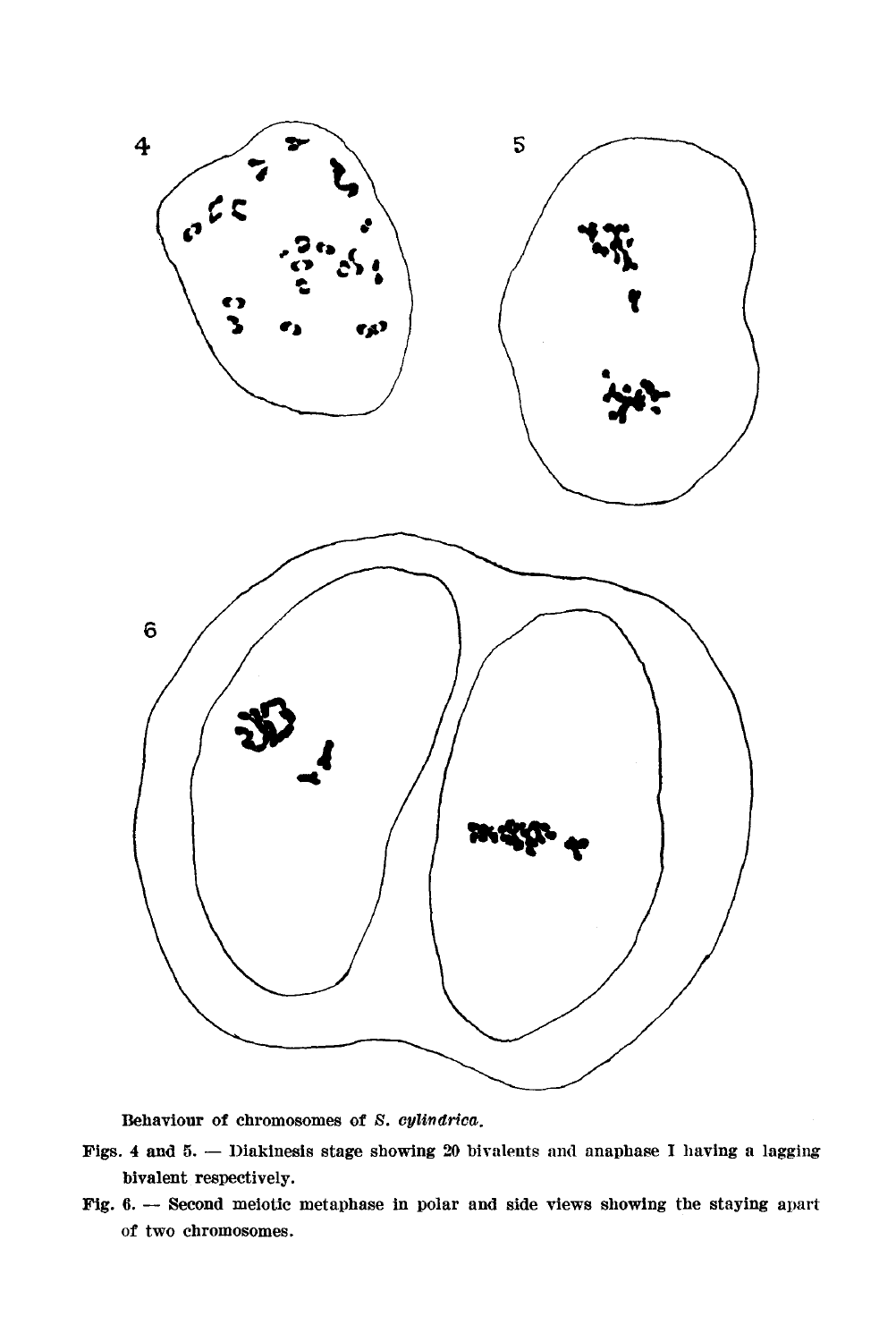Behaviour of chromosomes of *S. cylindrica*.

Figs. 4 and 5. — Diakinesis stage showing 20 bivalents and anaphase I having a lagging bivalent respectively.

Fig. 6. — Second meiotic metaphase in polar and side views showing the staying apart of two chromosomes.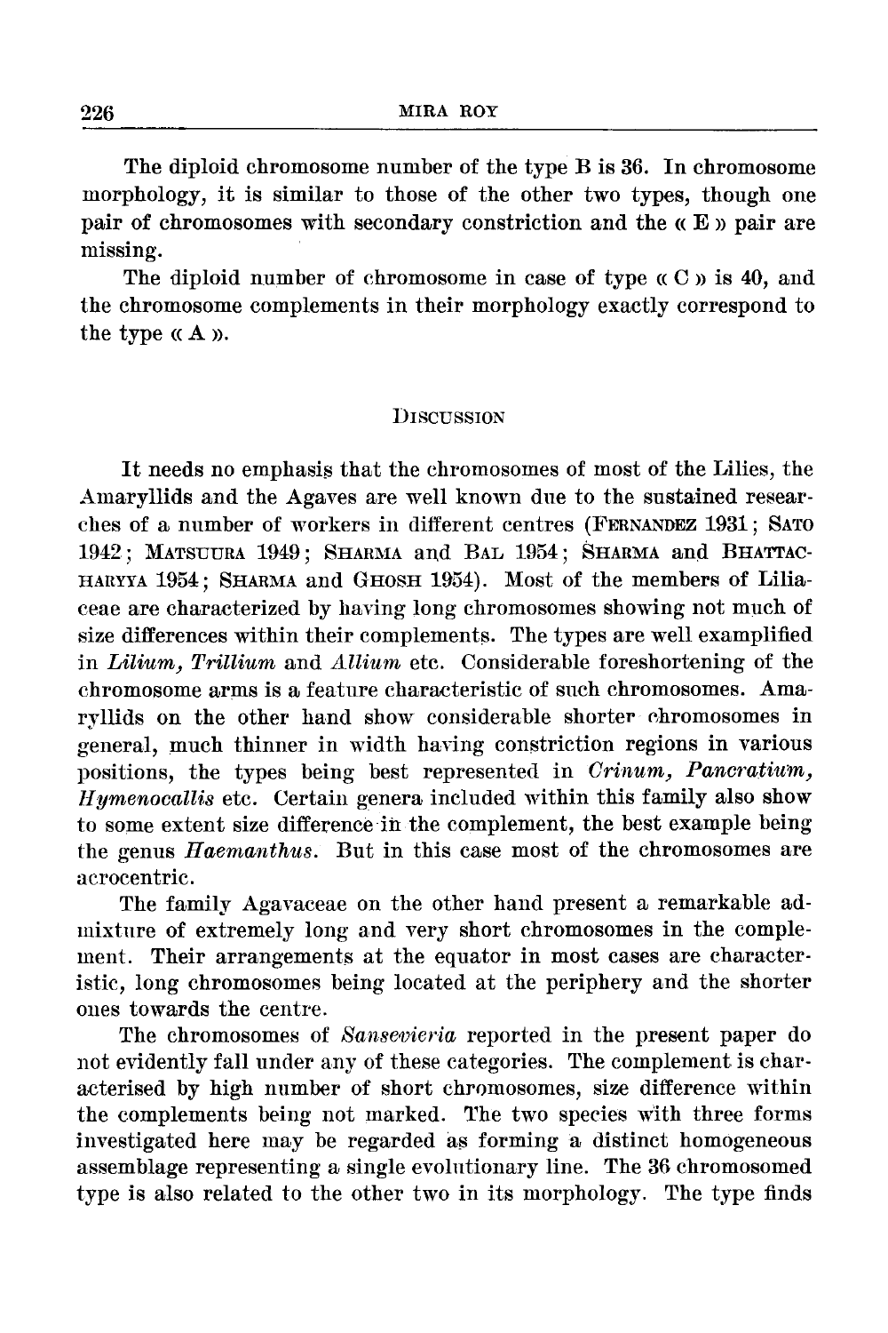The diploid chromosome number of the type B is 36. In chromosome morphology, it is similar to those of the other two types, though one pair of chromosomes with secondary constriction and the « E » pair are missing.

The diploid number of chromosome in case of type « C » is 40, and the chromosome complements in their morphology exactly correspond to the type « A ».

## Discussion

It needs no emphasis that the chromosomes of most of the Lilies, the Amaryllids and the Agaves are well known due to the sustained researches of a number of workers in different centres (Fernandez 1931; Sato 1942; Matsuura 1949; Sharma and Bal 1954; Sharma and Bhattacharyya 1954; Sharma and Ghosh 1954). Most of the members of Liliaceae are characterized by having long chromosomes showing not much of size differences within their complements. The types are well examplified in *Lilium, Trillium* and *Allium* etc. Considerable foreshortening of the chromosome arms is a feature characteristic of such chromosomes. Amaryllids on the other hand show considerable shorter chromosomes in general, much thinner in width having constriction regions in various positions, the types being best represented in *Crinum, Pancratium, Hymenocallis* etc. Certain genera included within this family also show to some extent size difference in the complement, the best example being the genus *Haemanthus*. But in this case most of the chromosomes are acrocentric.

The family Agavaceae on the other hand present a remarkable admixture of extremely long and very short chromosomes in the complement. Their arrangements at the equator in most cases are characteristic, long chromosomes being located at the periphery and the shorter ones towards the centre.

The chromosomes of *Sansevieria* reported in the present paper do not evidently fall under any of these categories. The complement is characterised by high number of short chromosomes, size difference within the complements being not marked. The two species with three forms investigated here may be regarded as forming a distinct homogeneous assemblage representing a single evolutionary line. The 36 chromosomed type is also related to the other two in its morphology. The type finds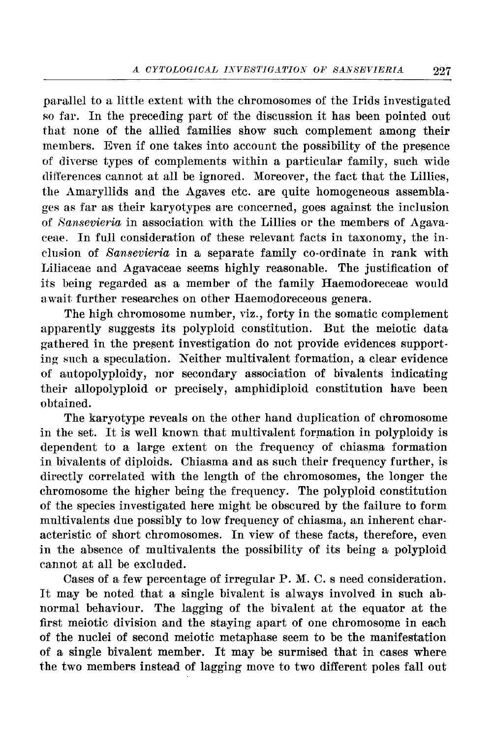parallel to a little extent with the chromosomes of the Irids investigated so far. In the preceding part of the discussion it has been pointed out that none of the allied families show such complement among their members. Even if one takes into account the possibility of the presence of diverse types of complements within a particular family, such wide differences cannot at all be ignored. Moreover, the fact that the Lillies, the Amaryllids and the Agaves etc. are quite homogeneous assemblages as far as their karyotypes are concerned, goes against the inclusion of *Sansevieria* in association with the Lillies or the members of Agavaceae. In full consideration of these relevant facts in taxonomy, the inclusion of *Sansevieria* in a separate family co-ordinate in rank with Liliaceae and Agavaceae seems highly reasonable. The justification of its being regarded as a member of the family Haemodoreceae would await further researches on other Haemodoreceous genera.

The high chromosome number, viz., forty in the somatic complement apparently suggests its polyploid constitution. But the meiotic data gathered in the present investigation do not provide evidences supporting such a speculation. Neither multivalent formation, a clear evidence of autopolyploidy, nor secondary association of bivalents indicating their allopolyploid or precisely, amphidiploid constitution have been obtained.

The karyotype reveals on the other hand duplication of chromosome in the set. It is well known that multivalent formation in polyploidy is dependent to a large extent on the frequency of chiasma formation in bivalents of diploids. Chiasma and as such their frequency further, is directly correlated with the length of the chromosomes, the longer the chromosome the higher being the frequency. The polyploid constitution of the species investigated here might be obscured by the failure to form multivalents due possibly to low frequency of chiasma, an inherent characteristic of short chromosomes. In view of these facts, therefore, even in the absence of multivalents the possibility of its being a polyploid cannot at all be excluded.

Cases of a few percentage of irregular P. M. C. s need consideration. It may be noted that a single bivalent is always involved in such abnormal behaviour. The lagging of the bivalent at the equator at the first meiotic division and the staying apart of one chromosome in each of the nuclei of second meiotic metaphase seem to be the manifestation of a single bivalent member. It may be surmised that in cases where the two members instead of lagging move to two different poles fall out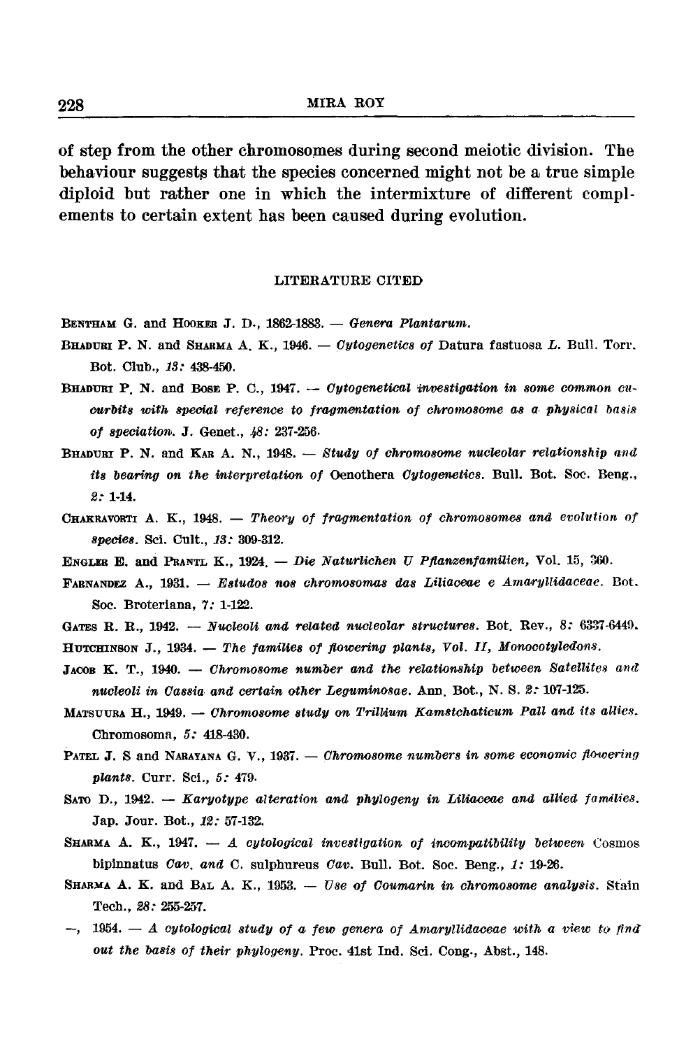of step from the other chromosomes during second meiotic division. The behaviour suggests that the species concerned might not be a true simple diploid but rather one in which the intermixture of different complements to certain extent has been caused during evolution.

## LITERATURE CITED

BENTHAM G. and HOOKER J. D., 1862-1883. — *Genera Plantarum.*

BHADURI P. N. and SHARMA A. K., 1946. — *Cytogenetics of* Datura fastuosa *L.* Bull. Torr. Bot. Club., *13:* 438-450.

BHADURI P. N. and BOSE P. C., 1947. — *Cytogenetical investigation in some common cucurbits with special reference to fragmentation of chromosome as a physical basis of speciation.* J. Genet., *48:* 237-256.

BHADURI P. N. and KAR A. N., 1948. — *Study of chromosome nucleolar relationship and its bearing on the interpretation of* Oenothera *Cytogenetics.* Bull. Bot. Soc. Beng., *2:* 1-14.

CHAKRAVORTI A. K., 1948. — *Theory of fragmentation of chromosomes and evolution of species.* Sci. Cult., *13:* 309-312.

ENGLER E. and PRANTL K., 1924. — *Die Naturlichen U Pflanzenfamilien,* Vol. 15, 360.

FARNANDEZ A., 1931. — *Estudos nos chromosomas das Liliaceae e Amaryllidaceae.* Bot. Soc. Broteriana, *7:* 1-122.

GATES R. R., 1942. — *Nucleoli and related nucleolar structures.* Bot. Rev., *8:* 6337-6449.

HUTCHINSON J., 1934. — *The families of flowering plants, Vol. II, Monocotyledons.*

JACOB K. T., 1940. — *Chromosome number and the relationship between Satellites and nucleoli in Cassia and certain other Leguminosae.* Ann. Bot., N. S. *2:* 107-125.

MATSUURA H., 1949. — *Chromosome study on Trillium Kamstchaticum Pall and its allies.* Chromosoma, *5:* 418-430.

PATEL J. S and NARAYANA G. V., 1937. — *Chromosome numbers in some economic flowering plants.* Curr. Sci., *5:* 479.

SATO D., 1942. — *Karyotype alteration and phylogeny in Liliaceae and allied families.* Jap. Jour. Bot., *12:* 57-132.

SHARMA A. K., 1947. — *A cytological investigation of incompatibility between* Cosmos bipinnatus *Cav. and* C. sulphureus *Cav.* Bull. Bot. Soc. Beng., *1:* 19-26.

SHARMA A. K. and BAL A. K., 1953. — *Use of Coumarin in chromosome analysis.* Stain Tech., *28:* 255-257.

—, 1954. — *A cytological study of a few genera of Amaryllidaceae with a view to find out the basis of their phylogeny.* Proc. 41st Ind. Sci. Cong., Abst., 148.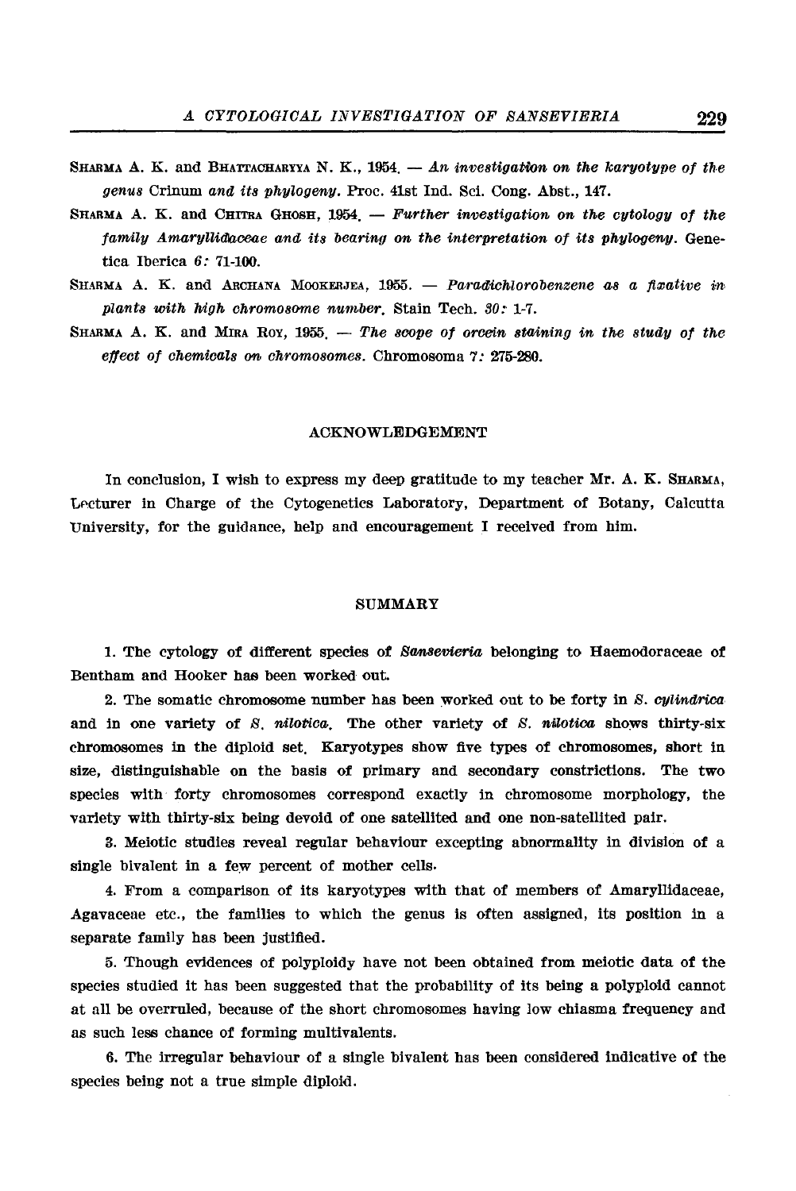SHARMA A. K. and BHATTACHARYYA N. K., 1954. — *An investigation on the karyotype of the genus* Crinum *and its phylogeny*. Proc. 41st Ind. Sci. Cong. Abst., 147.

SHARMA A. K. and CHITRA GHOSH, 1954. — *Further investigation on the cytology of the family Amaryllidaceae and its bearing on the interpretation of its phylogeny*. Genetica Iberica 6: 71-100.

SHARMA A. K. and ARCHANA MOOKERJEA, 1955. — *Paradichlorobenzene as a fixative in plants with high chromosome number*. Stain Tech. 30: 1-7.

SHARMA A. K. and MIRA ROY, 1955. — *The scope of orcein staining in the study of the effect of chemicals on chromosomes*. Chromosoma 7: 275-280.

## ACKNOWLEDGEMENT

In conclusion, I wish to express my deep gratitude to my teacher Mr. A. K. SHARMA, Lecturer in Charge of the Cytogenetics Laboratory, Department of Botany, Calcutta University, for the guidance, help and encouragement I received from him.

## SUMMARY

1. The cytology of different species of *Sansevieria* belonging to Haemodoraceae of Bentham and Hooker has been worked out.

2. The somatic chromosome number has been worked out to be forty in *S. cylindrica* and in one variety of *S. nilotica*. The other variety of *S. nilotica* shows thirty-six chromosomes in the diploid set. Karyotypes show five types of chromosomes, short in size, distinguishable on the basis of primary and secondary constrictions. The two species with forty chromosomes correspond exactly in chromosome morphology, the variety with thirty-six being devoid of one satellited and one non-satellited pair.

3. Meiotic studies reveal regular behaviour excepting abnormality in division of a single bivalent in a few percent of mother cells.

4. From a comparison of its karyotypes with that of members of Amaryllidaceae, Agavaceae etc., the families to which the genus is often assigned, its position in a separate family has been justified.

5. Though evidences of polyploidy have not been obtained from meiotic data of the species studied it has been suggested that the probability of its being a polyploid cannot at all be overruled, because of the short chromosomes having low chiasma frequency and as such less chance of forming multivalents.

6. The irregular behaviour of a single bivalent has been considered indicative of the species being not a true simple diploid.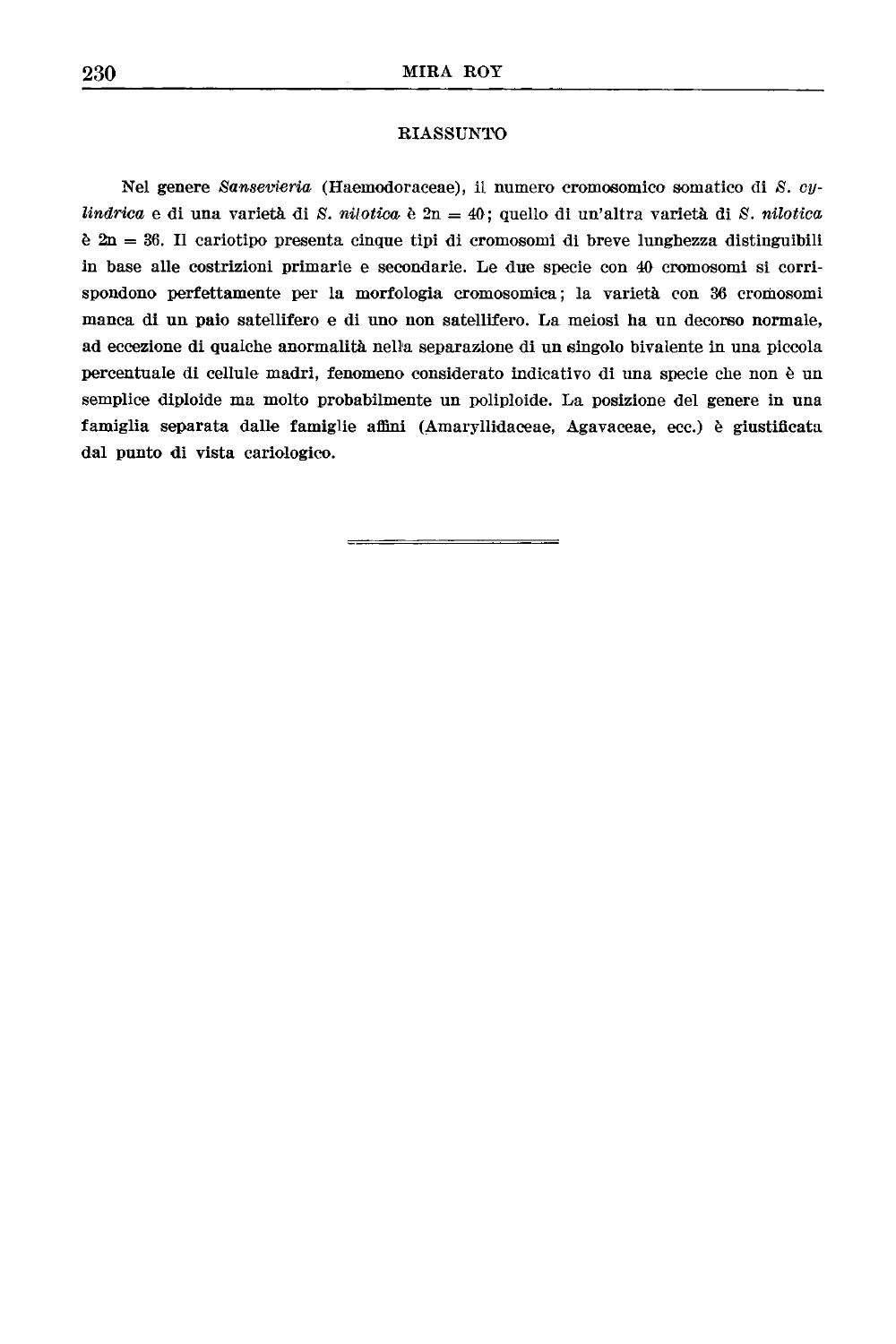## RIASSUNTO

Nel genere *Sansevieria* (Haemodoraceae), il numero cromosomico somatico di *S. cylindrica* e di una varietà di *S. nilotica* è 2n = 40; quello di un'altra varietà di *S. nilotica* è 2n = 36. Il cariotipo presenta cinque tipi di cromosomi di breve lunghezza distinguibili in base alle costrizioni primarie e secondarie. Le due specie con 40 cromosomi si corrispondono perfettamente per la morfologia cromosomica; la varietà con 36 cromosomi manca di un paio satellifero e di uno non satellifero. La meiosi ha un decorso normale, ad eccezione di qualche anormalità nella separazione di un singolo bivalente in una piccola percentuale di cellule madri, fenomeno considerato indicativo di una specie che non è un semplice diploide ma molto probabilmente un poliploide. La posizione del genere in una famiglia separata dalle famiglie affini (Amaryllidaceae, Agavaceae, ecc.) è giustificata dal punto di vista cariologico.